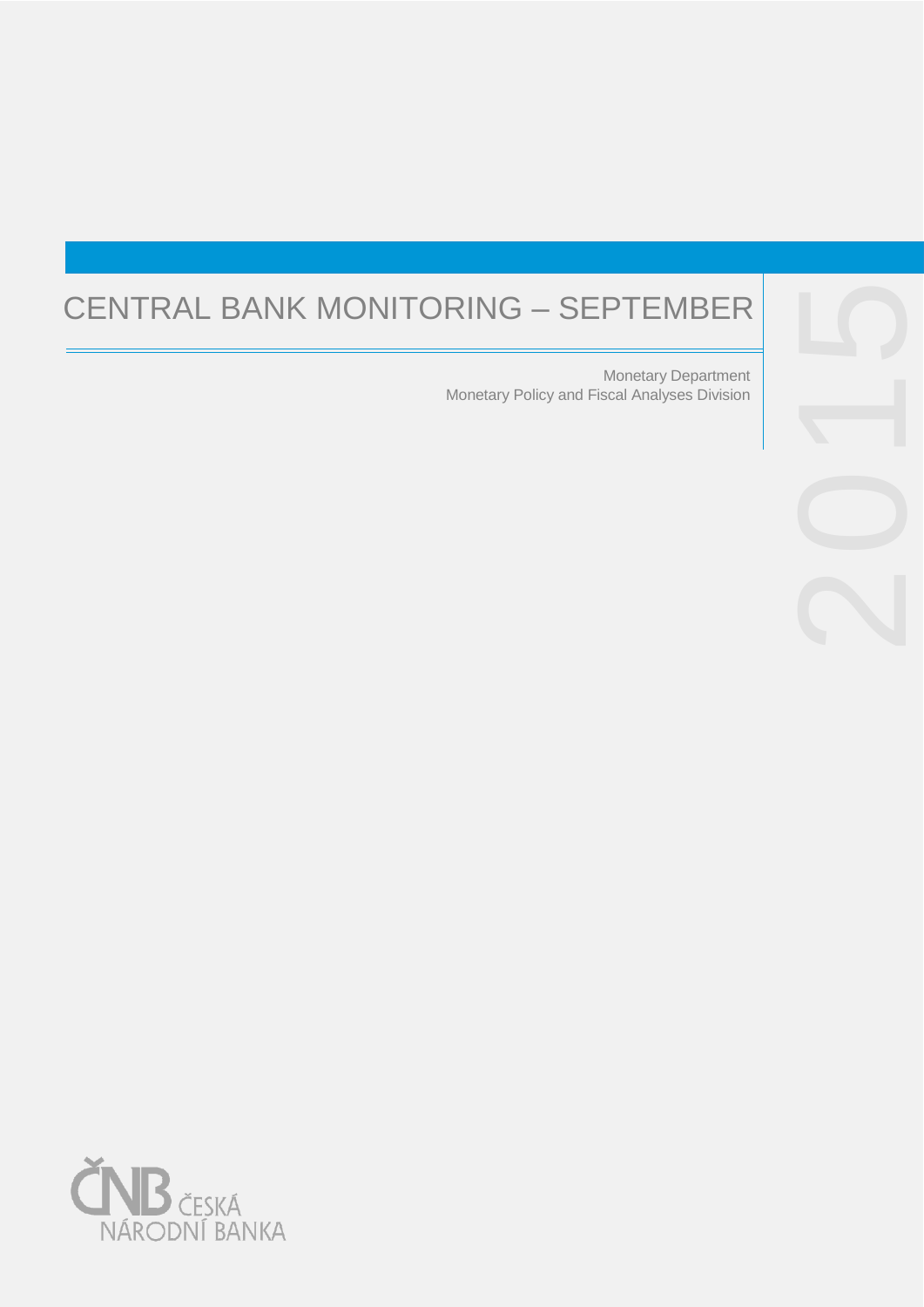# CENTRAL BANK MONITORING – SEPTEMBER

2015

Monetary Department
Monetary Policy and Fiscal Analyses Division

ČNB ČESKÁ NÁRODNÍ BANKA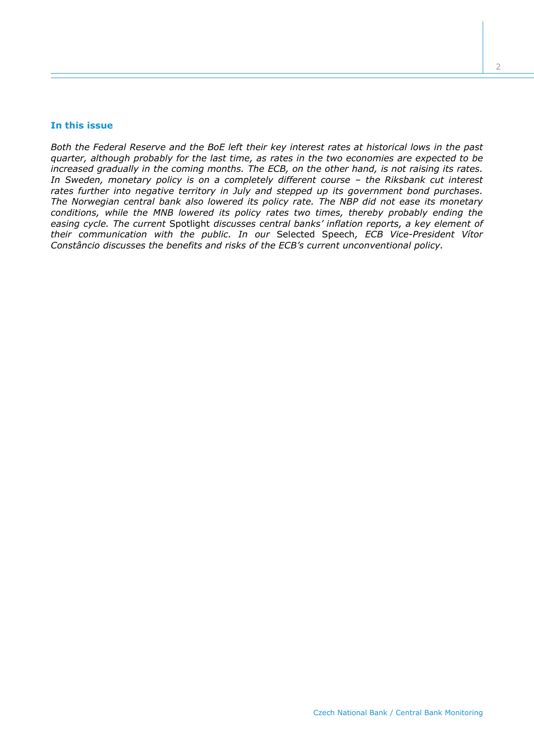## In this issue

*Both the Federal Reserve and the BoE left their key interest rates at historical lows in the past quarter, although probably for the last time, as rates in the two economies are expected to be increased gradually in the coming months. The ECB, on the other hand, is not raising its rates. In Sweden, monetary policy is on a completely different course – the Riksbank cut interest rates further into negative territory in July and stepped up its government bond purchases. The Norwegian central bank also lowered its policy rate. The NBP did not ease its monetary conditions, while the MNB lowered its policy rates two times, thereby probably ending the easing cycle. The current* Spotlight *discusses central banks' inflation reports, a key element of their communication with the public. In our* Selected Speech*, ECB Vice-President Vítor Constâncio discusses the benefits and risks of the ECB's current unconventional policy.*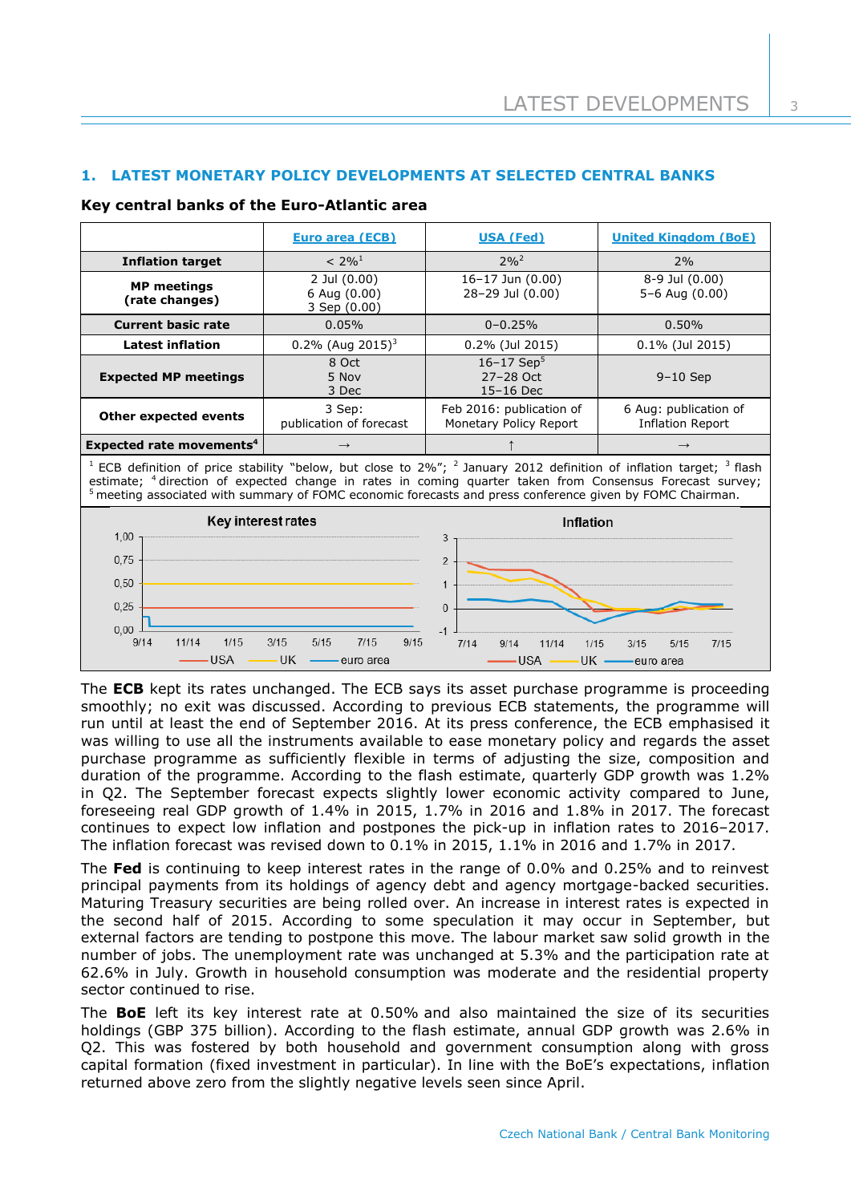## 1. LATEST MONETARY POLICY DEVELOPMENTS AT SELECTED CENTRAL BANKS

### Key central banks of the Euro-Atlantic area

| | Euro area (ECB) | USA (Fed) | United Kingdom (BoE) |
|---|---|---|---|
| **Inflation target** | < 2%[1] | 2%[2] | 2% |
| **MP meetings (rate changes)** | 2 Jul (0.00) 6 Aug (0.00) 3 Sep (0.00) | 16–17 Jun (0.00) 28–29 Jul (0.00) | 8-9 Jul (0.00) 5–6 Aug (0.00) |
| **Current basic rate** | 0.05% | 0–0.25% | 0.50% |
| **Latest inflation** | 0.2% (Aug 2015)[3] | 0.2% (Jul 2015) | 0.1% (Jul 2015) |
| **Expected MP meetings** | 8 Oct 5 Nov 3 Dec | 16–17 Sep[5] 27–28 Oct 15–16 Dec | 9–10 Sep |
| **Other expected events** | 3 Sep: publication of forecast | Feb 2016: publication of Monetary Policy Report | 6 Aug: publication of Inflation Report |
| **Expected rate movements[4]** | → | ↑ | → |

[1] ECB definition of price stability "below, but close to 2%"; [2] January 2012 definition of inflation target; [3] flash estimate; [4] direction of expected change in rates in coming quarter taken from Consensus Forecast survey; [5] meeting associated with summary of FOMC economic forecasts and press conference given by FOMC Chairman.

The **ECB** kept its rates unchanged. The ECB says its asset purchase programme is proceeding smoothly; no exit was discussed. According to previous ECB statements, the programme will run until at least the end of September 2016. At its press conference, the ECB emphasised it was willing to use all the instruments available to ease monetary policy and regards the asset purchase programme as sufficiently flexible in terms of adjusting the size, composition and duration of the programme. According to the flash estimate, quarterly GDP growth was 1.2% in Q2. The September forecast expects slightly lower economic activity compared to June, foreseeing real GDP growth of 1.4% in 2015, 1.7% in 2016 and 1.8% in 2017. The forecast continues to expect low inflation and postpones the pick-up in inflation rates to 2016–2017. The inflation forecast was revised down to 0.1% in 2015, 1.1% in 2016 and 1.7% in 2017.

The **Fed** is continuing to keep interest rates in the range of 0.0% and 0.25% and to reinvest principal payments from its holdings of agency debt and agency mortgage-backed securities. Maturing Treasury securities are being rolled over. An increase in interest rates is expected in the second half of 2015. According to some speculation it may occur in September, but external factors are tending to postpone this move. The labour market saw solid growth in the number of jobs. The unemployment rate was unchanged at 5.3% and the participation rate at 62.6% in July. Growth in household consumption was moderate and the residential property sector continued to rise.

The **BoE** left its key interest rate at 0.50% and also maintained the size of its securities holdings (GBP 375 billion). According to the flash estimate, annual GDP growth was 2.6% in Q2. This was fostered by both household and government consumption along with gross capital formation (fixed investment in particular). In line with the BoE's expectations, inflation returned above zero from the slightly negative levels seen since April.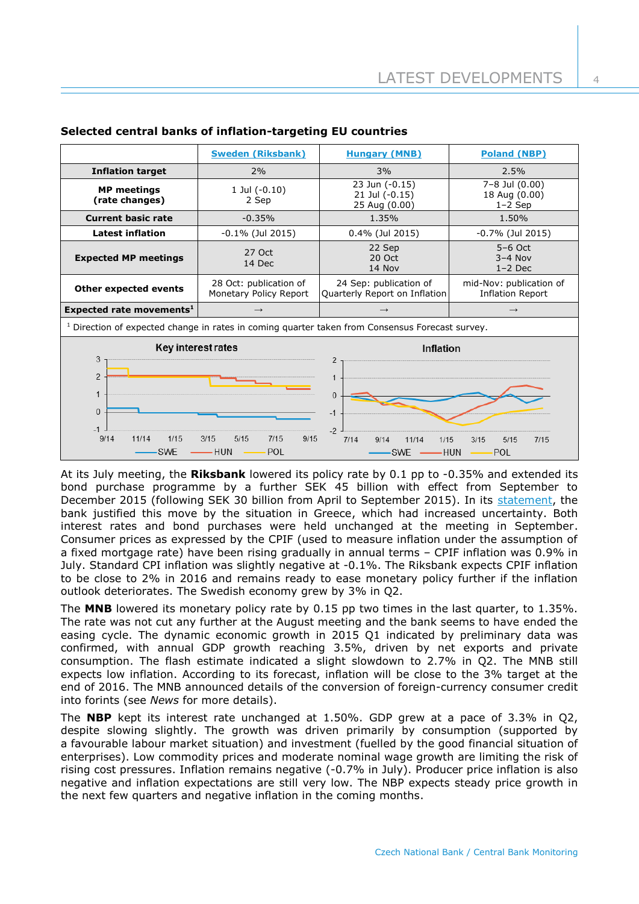**Selected central banks of inflation-targeting EU countries**

| | Sweden (Riksbank) | Hungary (MNB) | Poland (NBP) |
|---|---|---|---|
| **Inflation target** | 2% | 3% | 2.5% |
| **MP meetings (rate changes)** | 1 Jul (-0.10)<br>2 Sep | 23 Jun (-0.15)<br>21 Jul (-0.15)<br>25 Aug (0.00) | 7–8 Jul (0.00)<br>18 Aug (0.00)<br>1–2 Sep |
| **Current basic rate** | -0.35% | 1.35% | 1.50% |
| **Latest inflation** | -0.1% (Jul 2015) | 0.4% (Jul 2015) | -0.7% (Jul 2015) |
| **Expected MP meetings** | 27 Oct<br>14 Dec | 22 Sep<br>20 Oct<br>14 Nov | 5–6 Oct<br>3–4 Nov<br>1–2 Dec |
| **Other expected events** | 28 Oct: publication of Monetary Policy Report | 24 Sep: publication of Quarterly Report on Inflation | mid-Nov: publication of Inflation Report |
| **Expected rate movements**[1] | → | → | → |

[1] Direction of expected change in rates in coming quarter taken from Consensus Forecast survey.

At its July meeting, the **Riksbank** lowered its policy rate by 0.1 pp to -0.35% and extended its bond purchase programme by a further SEK 45 billion with effect from September to December 2015 (following SEK 30 billion from April to September 2015). In its statement, the bank justified this move by the situation in Greece, which had increased uncertainty. Both interest rates and bond purchases were held unchanged at the meeting in September. Consumer prices as expressed by the CPIF (used to measure inflation under the assumption of a fixed mortgage rate) have been rising gradually in annual terms – CPIF inflation was 0.9% in July. Standard CPI inflation was slightly negative at -0.1%. The Riksbank expects CPIF inflation to be close to 2% in 2016 and remains ready to ease monetary policy further if the inflation outlook deteriorates. The Swedish economy grew by 3% in Q2.

The **MNB** lowered its monetary policy rate by 0.15 pp two times in the last quarter, to 1.35%. The rate was not cut any further at the August meeting and the bank seems to have ended the easing cycle. The dynamic economic growth in 2015 Q1 indicated by preliminary data was confirmed, with annual GDP growth reaching 3.5%, driven by net exports and private consumption. The flash estimate indicated a slight slowdown to 2.7% in Q2. The MNB still expects low inflation. According to its forecast, inflation will be close to the 3% target at the end of 2016. The MNB announced details of the conversion of foreign-currency consumer credit into forints (see *News* for more details).

The **NBP** kept its interest rate unchanged at 1.50%. GDP grew at a pace of 3.3% in Q2, despite slowing slightly. The growth was driven primarily by consumption (supported by a favourable labour market situation) and investment (fuelled by the good financial situation of enterprises). Low commodity prices and moderate nominal wage growth are limiting the risk of rising cost pressures. Inflation remains negative (-0.7% in July). Producer price inflation is also negative and inflation expectations are still very low. The NBP expects steady price growth in the next few quarters and negative inflation in the coming months.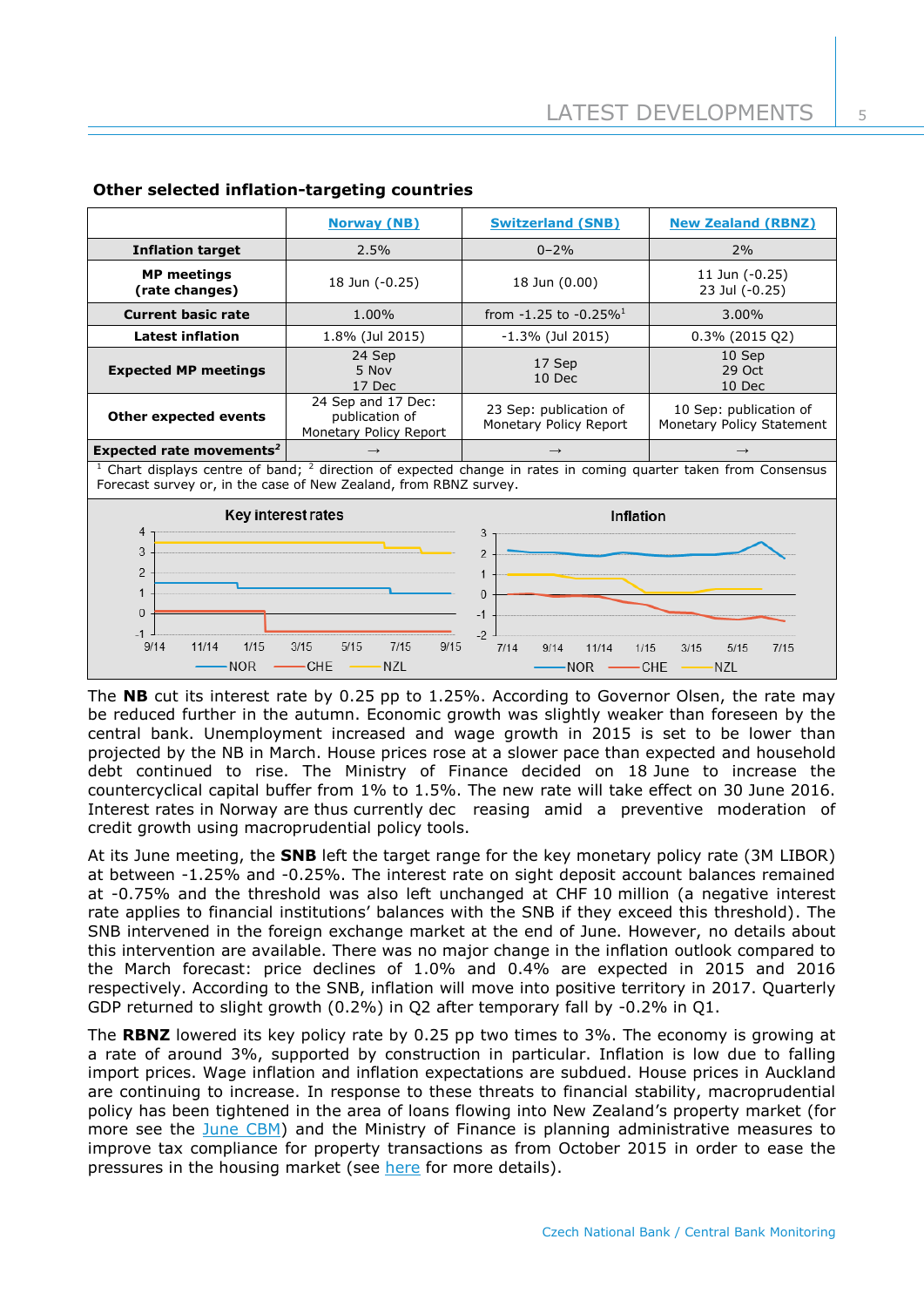## Other selected inflation-targeting countries

| | Norway (NB) | Switzerland (SNB) | New Zealand (RBNZ) |
|---|---|---|---|
| **Inflation target** | 2.5% | 0–2% | 2% |
| **MP meetings (rate changes)** | 18 Jun (-0.25) | 18 Jun (0.00) | 11 Jun (-0.25) 23 Jul (-0.25) |
| **Current basic rate** | 1.00% | from -1.25 to -0.25%[1] | 3.00% |
| **Latest inflation** | 1.8% (Jul 2015) | -1.3% (Jul 2015) | 0.3% (2015 Q2) |
| **Expected MP meetings** | 24 Sep 5 Nov 17 Dec | 17 Sep 10 Dec | 10 Sep 29 Oct 10 Dec |
| **Other expected events** | 24 Sep and 17 Dec: publication of Monetary Policy Report | 23 Sep: publication of Monetary Policy Report | 10 Sep: publication of Monetary Policy Statement |
| **Expected rate movements[2]** | → | → | → |

[1] Chart displays centre of band; [2] direction of expected change in rates in coming quarter taken from Consensus Forecast survey or, in the case of New Zealand, from RBNZ survey.

The **NB** cut its interest rate by 0.25 pp to 1.25%. According to Governor Olsen, the rate may be reduced further in the autumn. Economic growth was slightly weaker than foreseen by the central bank. Unemployment increased and wage growth in 2015 is set to be lower than projected by the NB in March. House prices rose at a slower pace than expected and household debt continued to rise. The Ministry of Finance decided on 18 June to increase the countercyclical capital buffer from 1% to 1.5%. The new rate will take effect on 30 June 2016. Interest rates in Norway are thus currently decreasing amid a preventive moderation of credit growth using macroprudential policy tools.

At its June meeting, the **SNB** left the target range for the key monetary policy rate (3M LIBOR) at between -1.25% and -0.25%. The interest rate on sight deposit account balances remained at -0.75% and the threshold was also left unchanged at CHF 10 million (a negative interest rate applies to financial institutions' balances with the SNB if they exceed this threshold). The SNB intervened in the foreign exchange market at the end of June. However, no details about this intervention are available. There was no major change in the inflation outlook compared to the March forecast: price declines of 1.0% and 0.4% are expected in 2015 and 2016 respectively. According to the SNB, inflation will move into positive territory in 2017. Quarterly GDP returned to slight growth (0.2%) in Q2 after temporary fall by -0.2% in Q1.

The **RBNZ** lowered its key policy rate by 0.25 pp two times to 3%. The economy is growing at a rate of around 3%, supported by construction in particular. Inflation is low due to falling import prices. Wage inflation and inflation expectations are subdued. House prices in Auckland are continuing to increase. In response to these threats to financial stability, macroprudential policy has been tightened in the area of loans flowing into New Zealand's property market (for more see the June CBM) and the Ministry of Finance is planning administrative measures to improve tax compliance for property transactions as from October 2015 in order to ease the pressures in the housing market (see here for more details).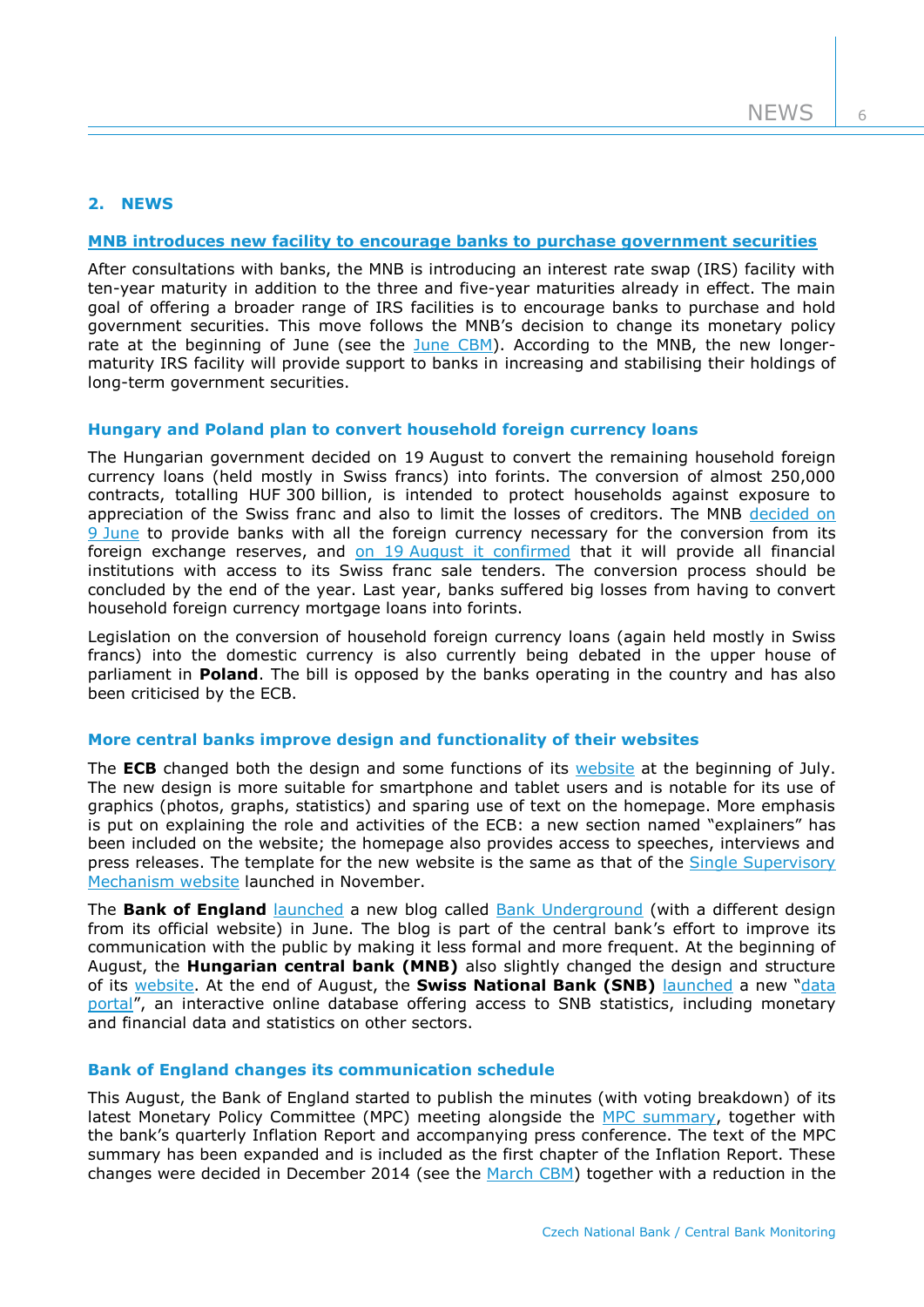## 2. NEWS

### MNB introduces new facility to encourage banks to purchase government securities

After consultations with banks, the MNB is introducing an interest rate swap (IRS) facility with ten-year maturity in addition to the three and five-year maturities already in effect. The main goal of offering a broader range of IRS facilities is to encourage banks to purchase and hold government securities. This move follows the MNB's decision to change its monetary policy rate at the beginning of June (see the June CBM). According to the MNB, the new longer-maturity IRS facility will provide support to banks in increasing and stabilising their holdings of long-term government securities.

### Hungary and Poland plan to convert household foreign currency loans

The Hungarian government decided on 19 August to convert the remaining household foreign currency loans (held mostly in Swiss francs) into forints. The conversion of almost 250,000 contracts, totalling HUF 300 billion, is intended to protect households against exposure to appreciation of the Swiss franc and also to limit the losses of creditors. The MNB decided on 9 June to provide banks with all the foreign currency necessary for the conversion from its foreign exchange reserves, and on 19 August it confirmed that it will provide all financial institutions with access to its Swiss franc sale tenders. The conversion process should be concluded by the end of the year. Last year, banks suffered big losses from having to convert household foreign currency mortgage loans into forints.

Legislation on the conversion of household foreign currency loans (again held mostly in Swiss francs) into the domestic currency is also currently being debated in the upper house of parliament in **Poland**. The bill is opposed by the banks operating in the country and has also been criticised by the ECB.

### More central banks improve design and functionality of their websites

The **ECB** changed both the design and some functions of its website at the beginning of July. The new design is more suitable for smartphone and tablet users and is notable for its use of graphics (photos, graphs, statistics) and sparing use of text on the homepage. More emphasis is put on explaining the role and activities of the ECB: a new section named "explainers" has been included on the website; the homepage also provides access to speeches, interviews and press releases. The template for the new website is the same as that of the Single Supervisory Mechanism website launched in November.

The **Bank of England** launched a new blog called Bank Underground (with a different design from its official website) in June. The blog is part of the central bank's effort to improve its communication with the public by making it less formal and more frequent. At the beginning of August, the **Hungarian central bank (MNB)** also slightly changed the design and structure of its website. At the end of August, the **Swiss National Bank (SNB)** launched a new "data portal", an interactive online database offering access to SNB statistics, including monetary and financial data and statistics on other sectors.

### Bank of England changes its communication schedule

This August, the Bank of England started to publish the minutes (with voting breakdown) of its latest Monetary Policy Committee (MPC) meeting alongside the MPC summary, together with the bank's quarterly Inflation Report and accompanying press conference. The text of the MPC summary has been expanded and is included as the first chapter of the Inflation Report. These changes were decided in December 2014 (see the March CBM) together with a reduction in the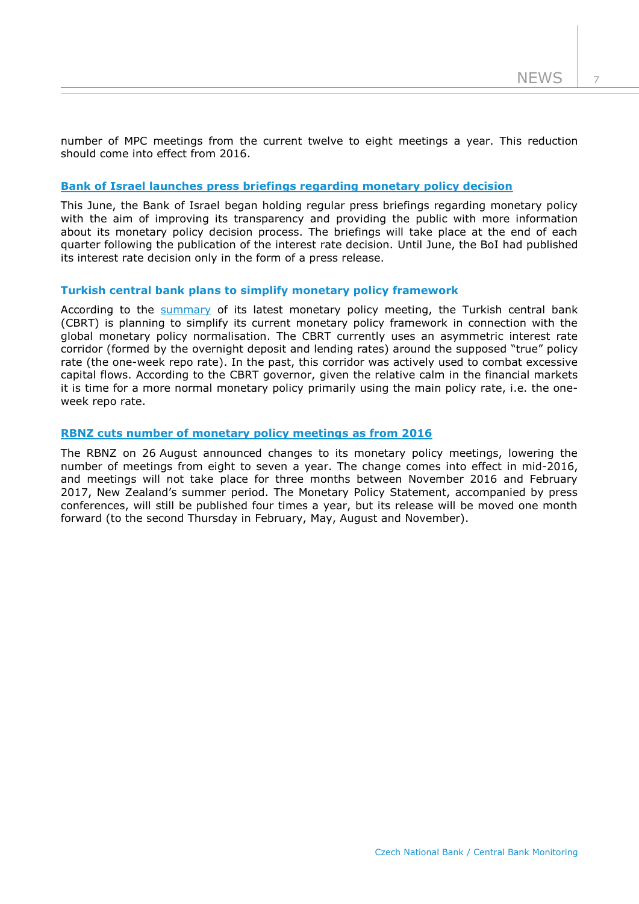number of MPC meetings from the current twelve to eight meetings a year. This reduction should come into effect from 2016.

### Bank of Israel launches press briefings regarding monetary policy decision

This June, the Bank of Israel began holding regular press briefings regarding monetary policy with the aim of improving its transparency and providing the public with more information about its monetary policy decision process. The briefings will take place at the end of each quarter following the publication of the interest rate decision. Until June, the BoI had published its interest rate decision only in the form of a press release.

### Turkish central bank plans to simplify monetary policy framework

According to the summary of its latest monetary policy meeting, the Turkish central bank (CBRT) is planning to simplify its current monetary policy framework in connection with the global monetary policy normalisation. The CBRT currently uses an asymmetric interest rate corridor (formed by the overnight deposit and lending rates) around the supposed "true" policy rate (the one-week repo rate). In the past, this corridor was actively used to combat excessive capital flows. According to the CBRT governor, given the relative calm in the financial markets it is time for a more normal monetary policy primarily using the main policy rate, i.e. the one-week repo rate.

### RBNZ cuts number of monetary policy meetings as from 2016

The RBNZ on 26 August announced changes to its monetary policy meetings, lowering the number of meetings from eight to seven a year. The change comes into effect in mid-2016, and meetings will not take place for three months between November 2016 and February 2017, New Zealand's summer period. The Monetary Policy Statement, accompanied by press conferences, will still be published four times a year, but its release will be moved one month forward (to the second Thursday in February, May, August and November).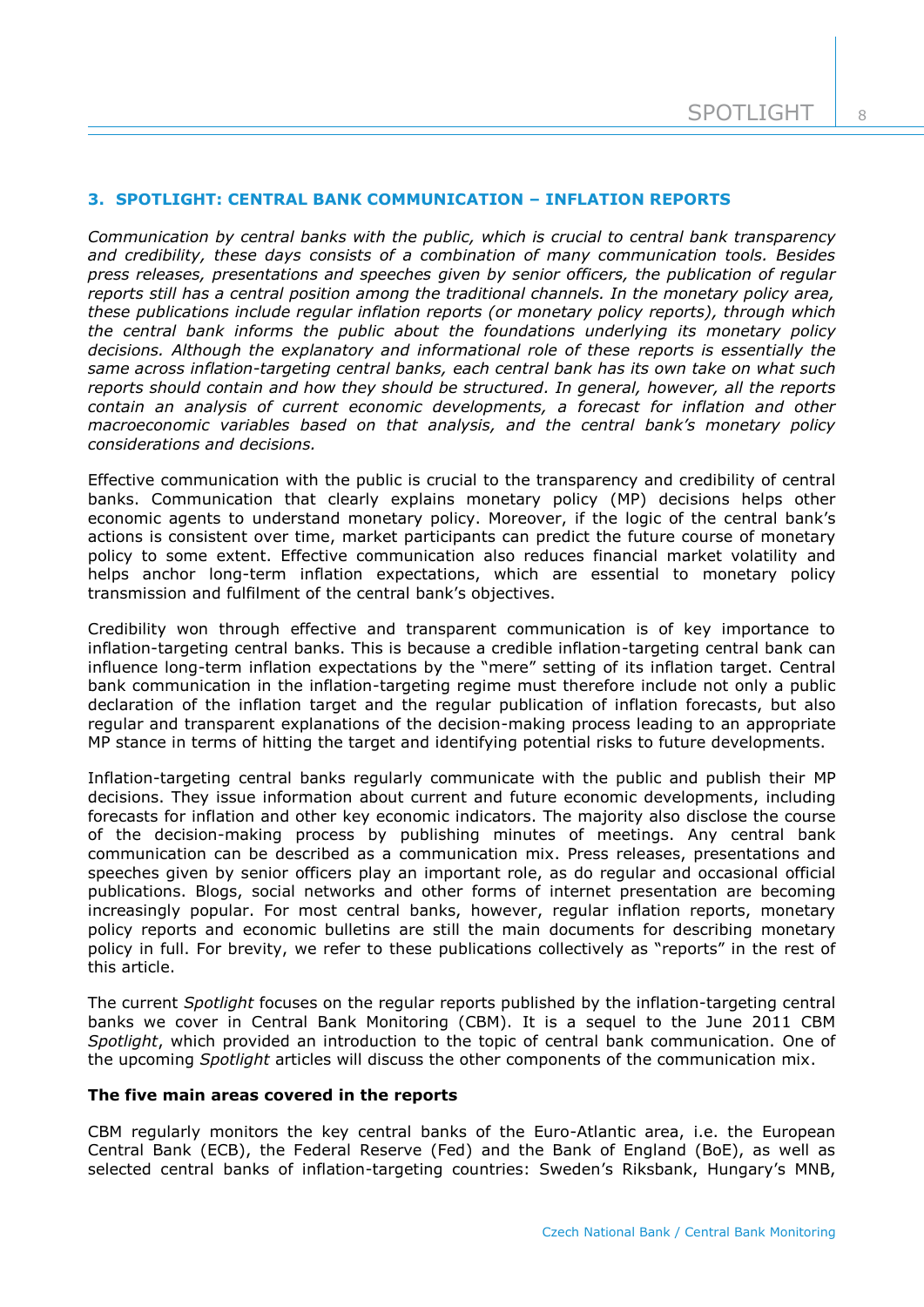## 3. SPOTLIGHT: CENTRAL BANK COMMUNICATION – INFLATION REPORTS

*Communication by central banks with the public, which is crucial to central bank transparency and credibility, these days consists of a combination of many communication tools. Besides press releases, presentations and speeches given by senior officers, the publication of regular reports still has a central position among the traditional channels. In the monetary policy area, these publications include regular inflation reports (or monetary policy reports), through which the central bank informs the public about the foundations underlying its monetary policy decisions. Although the explanatory and informational role of these reports is essentially the same across inflation-targeting central banks, each central bank has its own take on what such reports should contain and how they should be structured. In general, however, all the reports contain an analysis of current economic developments, a forecast for inflation and other macroeconomic variables based on that analysis, and the central bank's monetary policy considerations and decisions.*

Effective communication with the public is crucial to the transparency and credibility of central banks. Communication that clearly explains monetary policy (MP) decisions helps other economic agents to understand monetary policy. Moreover, if the logic of the central bank's actions is consistent over time, market participants can predict the future course of monetary policy to some extent. Effective communication also reduces financial market volatility and helps anchor long-term inflation expectations, which are essential to monetary policy transmission and fulfilment of the central bank's objectives.

Credibility won through effective and transparent communication is of key importance to inflation-targeting central banks. This is because a credible inflation-targeting central bank can influence long-term inflation expectations by the "mere" setting of its inflation target. Central bank communication in the inflation-targeting regime must therefore include not only a public declaration of the inflation target and the regular publication of inflation forecasts, but also regular and transparent explanations of the decision-making process leading to an appropriate MP stance in terms of hitting the target and identifying potential risks to future developments.

Inflation-targeting central banks regularly communicate with the public and publish their MP decisions. They issue information about current and future economic developments, including forecasts for inflation and other key economic indicators. The majority also disclose the course of the decision-making process by publishing minutes of meetings. Any central bank communication can be described as a communication mix. Press releases, presentations and speeches given by senior officers play an important role, as do regular and occasional official publications. Blogs, social networks and other forms of internet presentation are becoming increasingly popular. For most central banks, however, regular inflation reports, monetary policy reports and economic bulletins are still the main documents for describing monetary policy in full. For brevity, we refer to these publications collectively as "reports" in the rest of this article.

The current *Spotlight* focuses on the regular reports published by the inflation-targeting central banks we cover in Central Bank Monitoring (CBM). It is a sequel to the June 2011 CBM *Spotlight*, which provided an introduction to the topic of central bank communication. One of the upcoming *Spotlight* articles will discuss the other components of the communication mix.

**The five main areas covered in the reports**

CBM regularly monitors the key central banks of the Euro-Atlantic area, i.e. the European Central Bank (ECB), the Federal Reserve (Fed) and the Bank of England (BoE), as well as selected central banks of inflation-targeting countries: Sweden's Riksbank, Hungary's MNB,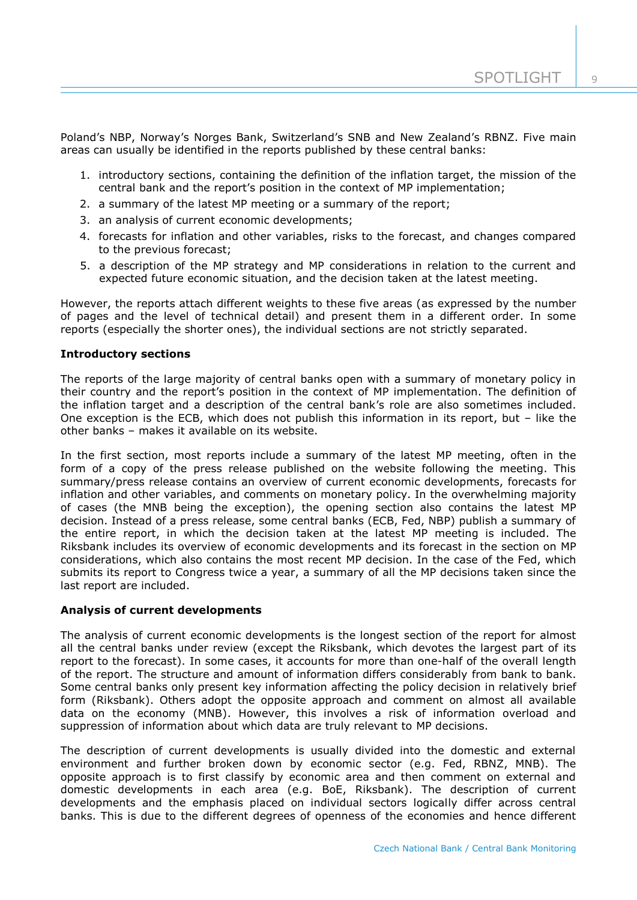Poland's NBP, Norway's Norges Bank, Switzerland's SNB and New Zealand's RBNZ. Five main areas can usually be identified in the reports published by these central banks:

1. introductory sections, containing the definition of the inflation target, the mission of the central bank and the report's position in the context of MP implementation;
2. a summary of the latest MP meeting or a summary of the report;
3. an analysis of current economic developments;
4. forecasts for inflation and other variables, risks to the forecast, and changes compared to the previous forecast;
5. a description of the MP strategy and MP considerations in relation to the current and expected future economic situation, and the decision taken at the latest meeting.

However, the reports attach different weights to these five areas (as expressed by the number of pages and the level of technical detail) and present them in a different order. In some reports (especially the shorter ones), the individual sections are not strictly separated.

**Introductory sections**

The reports of the large majority of central banks open with a summary of monetary policy in their country and the report's position in the context of MP implementation. The definition of the inflation target and a description of the central bank's role are also sometimes included. One exception is the ECB, which does not publish this information in its report, but – like the other banks – makes it available on its website.

In the first section, most reports include a summary of the latest MP meeting, often in the form of a copy of the press release published on the website following the meeting. This summary/press release contains an overview of current economic developments, forecasts for inflation and other variables, and comments on monetary policy. In the overwhelming majority of cases (the MNB being the exception), the opening section also contains the latest MP decision. Instead of a press release, some central banks (ECB, Fed, NBP) publish a summary of the entire report, in which the decision taken at the latest MP meeting is included. The Riksbank includes its overview of economic developments and its forecast in the section on MP considerations, which also contains the most recent MP decision. In the case of the Fed, which submits its report to Congress twice a year, a summary of all the MP decisions taken since the last report are included.

**Analysis of current developments**

The analysis of current economic developments is the longest section of the report for almost all the central banks under review (except the Riksbank, which devotes the largest part of its report to the forecast). In some cases, it accounts for more than one-half of the overall length of the report. The structure and amount of information differs considerably from bank to bank. Some central banks only present key information affecting the policy decision in relatively brief form (Riksbank). Others adopt the opposite approach and comment on almost all available data on the economy (MNB). However, this involves a risk of information overload and suppression of information about which data are truly relevant to MP decisions.

The description of current developments is usually divided into the domestic and external environment and further broken down by economic sector (e.g. Fed, RBNZ, MNB). The opposite approach is to first classify by economic area and then comment on external and domestic developments in each area (e.g. BoE, Riksbank). The description of current developments and the emphasis placed on individual sectors logically differ across central banks. This is due to the different degrees of openness of the economies and hence different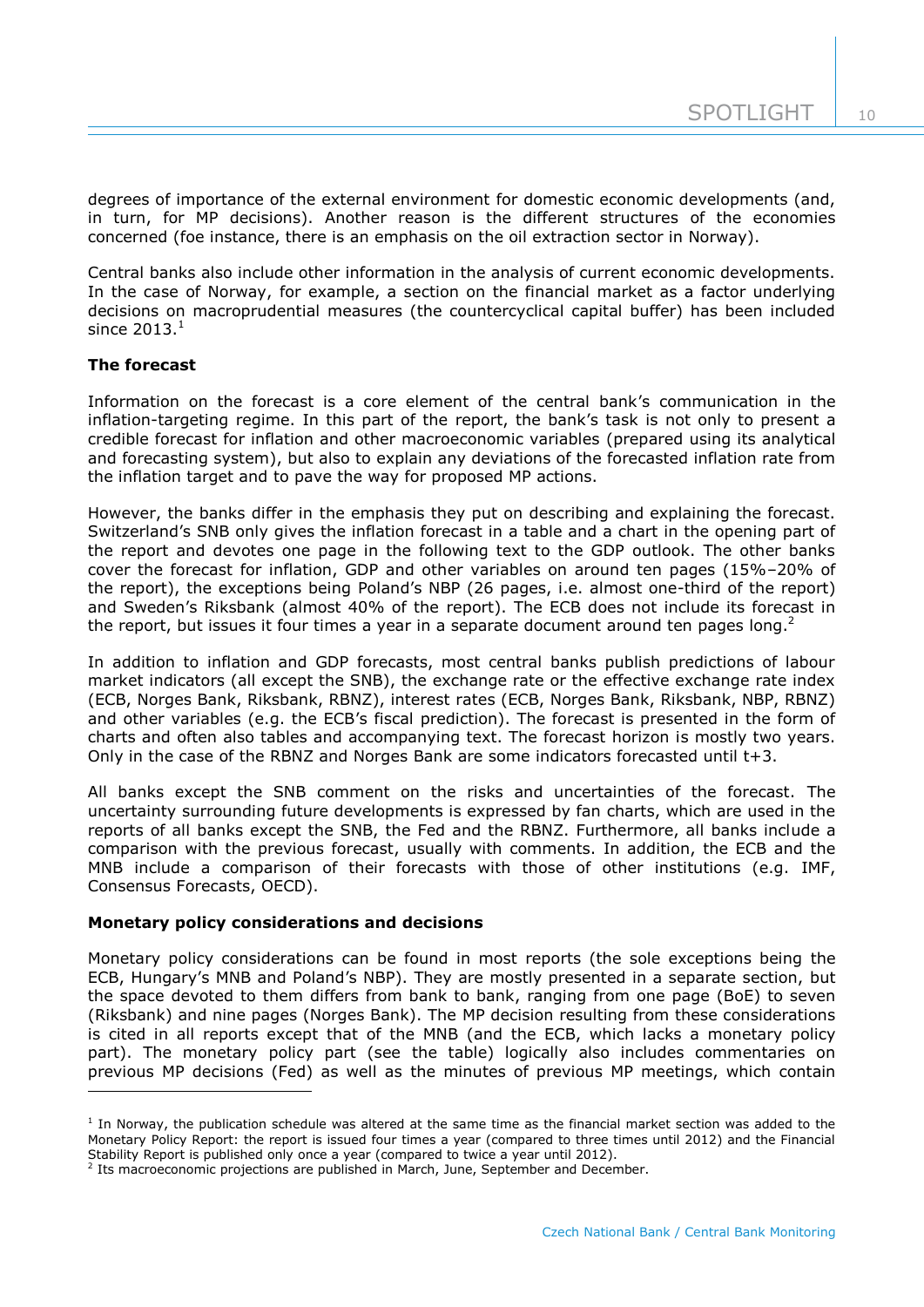degrees of importance of the external environment for domestic economic developments (and, in turn, for MP decisions). Another reason is the different structures of the economies concerned (foe instance, there is an emphasis on the oil extraction sector in Norway).

Central banks also include other information in the analysis of current economic developments. In the case of Norway, for example, a section on the financial market as a factor underlying decisions on macroprudential measures (the countercyclical capital buffer) has been included since 2013.[1]

**The forecast**

Information on the forecast is a core element of the central bank's communication in the inflation-targeting regime. In this part of the report, the bank's task is not only to present a credible forecast for inflation and other macroeconomic variables (prepared using its analytical and forecasting system), but also to explain any deviations of the forecasted inflation rate from the inflation target and to pave the way for proposed MP actions.

However, the banks differ in the emphasis they put on describing and explaining the forecast. Switzerland's SNB only gives the inflation forecast in a table and a chart in the opening part of the report and devotes one page in the following text to the GDP outlook. The other banks cover the forecast for inflation, GDP and other variables on around ten pages (15%–20% of the report), the exceptions being Poland's NBP (26 pages, i.e. almost one-third of the report) and Sweden's Riksbank (almost 40% of the report). The ECB does not include its forecast in the report, but issues it four times a year in a separate document around ten pages long.[2]

In addition to inflation and GDP forecasts, most central banks publish predictions of labour market indicators (all except the SNB), the exchange rate or the effective exchange rate index (ECB, Norges Bank, Riksbank, RBNZ), interest rates (ECB, Norges Bank, Riksbank, NBP, RBNZ) and other variables (e.g. the ECB's fiscal prediction). The forecast is presented in the form of charts and often also tables and accompanying text. The forecast horizon is mostly two years. Only in the case of the RBNZ and Norges Bank are some indicators forecasted until t+3.

All banks except the SNB comment on the risks and uncertainties of the forecast. The uncertainty surrounding future developments is expressed by fan charts, which are used in the reports of all banks except the SNB, the Fed and the RBNZ. Furthermore, all banks include a comparison with the previous forecast, usually with comments. In addition, the ECB and the MNB include a comparison of their forecasts with those of other institutions (e.g. IMF, Consensus Forecasts, OECD).

**Monetary policy considerations and decisions**

Monetary policy considerations can be found in most reports (the sole exceptions being the ECB, Hungary's MNB and Poland's NBP). They are mostly presented in a separate section, but the space devoted to them differs from bank to bank, ranging from one page (BoE) to seven (Riksbank) and nine pages (Norges Bank). The MP decision resulting from these considerations is cited in all reports except that of the MNB (and the ECB, which lacks a monetary policy part). The monetary policy part (see the table) logically also includes commentaries on previous MP decisions (Fed) as well as the minutes of previous MP meetings, which contain

[1] In Norway, the publication schedule was altered at the same time as the financial market section was added to the Monetary Policy Report: the report is issued four times a year (compared to three times until 2012) and the Financial Stability Report is published only once a year (compared to twice a year until 2012).

[2] Its macroeconomic projections are published in March, June, September and December.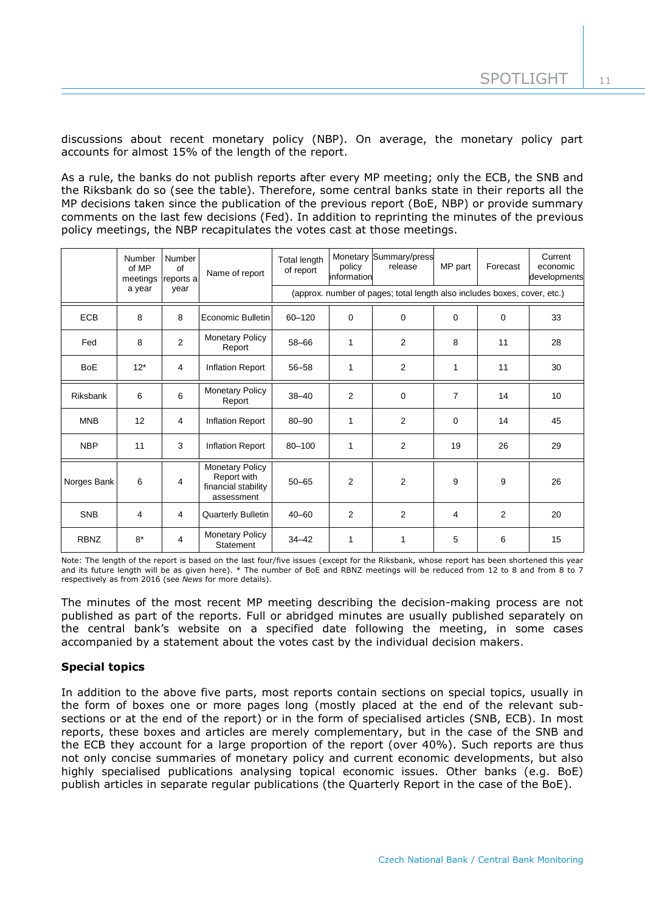discussions about recent monetary policy (NBP). On average, the monetary policy part accounts for almost 15% of the length of the report.

As a rule, the banks do not publish reports after every MP meeting; only the ECB, the SNB and the Riksbank do so (see the table). Therefore, some central banks state in their reports all the MP decisions taken since the publication of the previous report (BoE, NBP) or provide summary comments on the last few decisions (Fed). In addition to reprinting the minutes of the previous policy meetings, the NBP recapitulates the votes cast at those meetings.

| | Number of MP meetings a year | Number of reports a year | Name of report | Total length of report | Monetary policy information | Summary/press release | MP part | Forecast | Current economic developments |
|---|---|---|---|---|---|---|---|---|---|
| | | | | (approx. number of pages; total length also includes boxes, cover, etc.) | | | | | |
| ECB | 8 | 8 | Economic Bulletin | 60–120 | 0 | 0 | 0 | 0 | 33 |
| Fed | 8 | 2 | Monetary Policy Report | 58–66 | 1 | 2 | 8 | 11 | 28 |
| BoE | 12* | 4 | Inflation Report | 56–58 | 1 | 2 | 1 | 11 | 30 |
| Riksbank | 6 | 6 | Monetary Policy Report | 38–40 | 2 | 0 | 7 | 14 | 10 |
| MNB | 12 | 4 | Inflation Report | 80–90 | 1 | 2 | 0 | 14 | 45 |
| NBP | 11 | 3 | Inflation Report | 80–100 | 1 | 2 | 19 | 26 | 29 |
| Norges Bank | 6 | 4 | Monetary Policy Report with financial stability assessment | 50–65 | 2 | 2 | 9 | 9 | 26 |
| SNB | 4 | 4 | Quarterly Bulletin | 40–60 | 2 | 2 | 4 | 2 | 20 |
| RBNZ | 8* | 4 | Monetary Policy Statement | 34–42 | 1 | 1 | 5 | 6 | 15 |

Note: The length of the report is based on the last four/five issues (except for the Riksbank, whose report has been shortened this year and its future length will be as given here). * The number of BoE and RBNZ meetings will be reduced from 12 to 8 and from 8 to 7 respectively as from 2016 (see *News* for more details).

The minutes of the most recent MP meeting describing the decision-making process are not published as part of the reports. Full or abridged minutes are usually published separately on the central bank's website on a specified date following the meeting, in some cases accompanied by a statement about the votes cast by the individual decision makers.

**Special topics**

In addition to the above five parts, most reports contain sections on special topics, usually in the form of boxes one or more pages long (mostly placed at the end of the relevant sub-sections or at the end of the report) or in the form of specialised articles (SNB, ECB). In most reports, these boxes and articles are merely complementary, but in the case of the SNB and the ECB they account for a large proportion of the report (over 40%). Such reports are thus not only concise summaries of monetary policy and current economic developments, but also highly specialised publications analysing topical economic issues. Other banks (e.g. BoE) publish articles in separate regular publications (the Quarterly Report in the case of the BoE).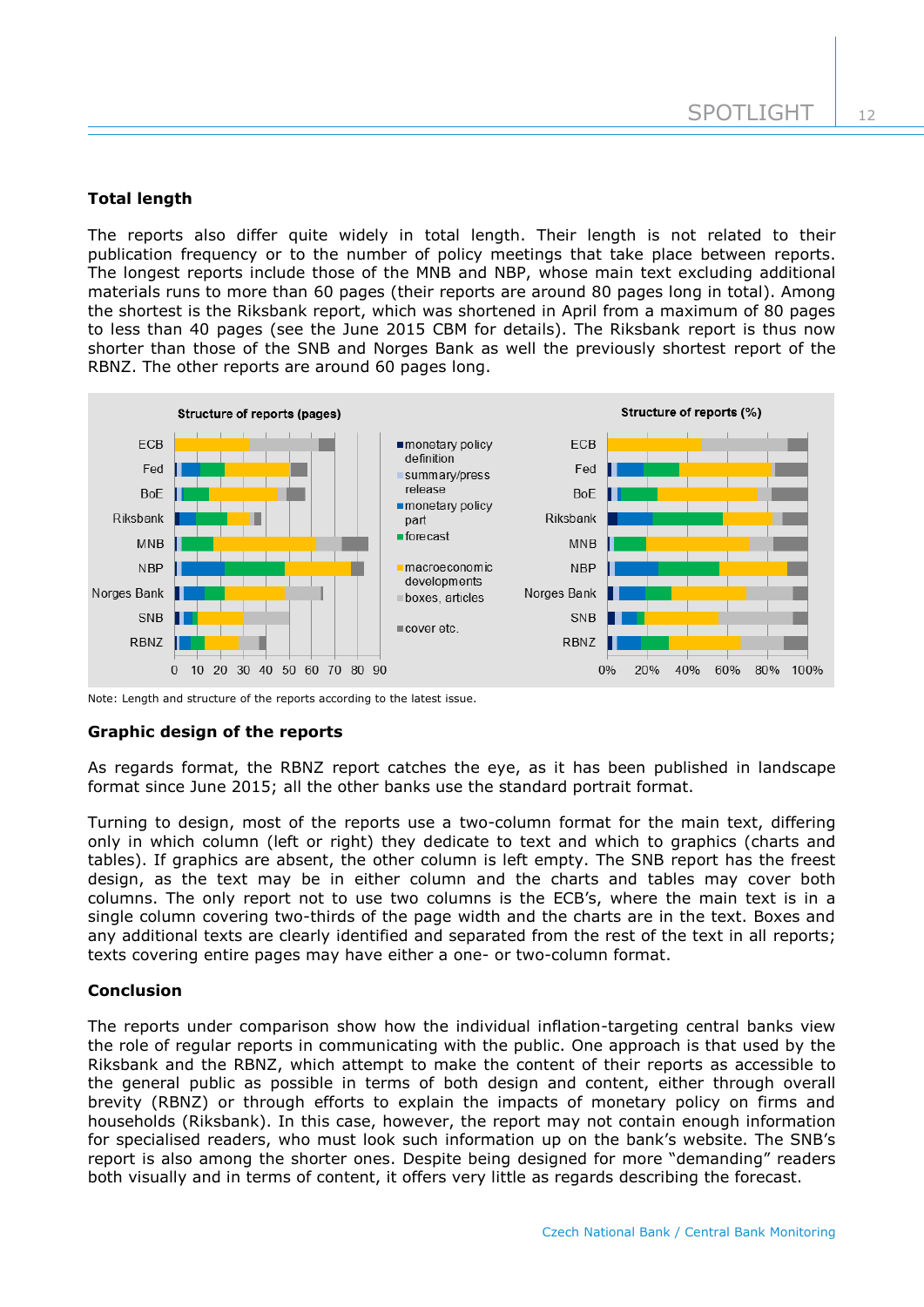**Total length**

The reports also differ quite widely in total length. Their length is not related to their publication frequency or to the number of policy meetings that take place between reports. The longest reports include those of the MNB and NBP, whose main text excluding additional materials runs to more than 60 pages (their reports are around 80 pages long in total). Among the shortest is the Riksbank report, which was shortened in April from a maximum of 80 pages to less than 40 pages (see the June 2015 CBM for details). The Riksbank report is thus now shorter than those of the SNB and Norges Bank as well the previously shortest report of the RBNZ. The other reports are around 60 pages long.

Note: Length and structure of the reports according to the latest issue.

**Graphic design of the reports**

As regards format, the RBNZ report catches the eye, as it has been published in landscape format since June 2015; all the other banks use the standard portrait format.

Turning to design, most of the reports use a two-column format for the main text, differing only in which column (left or right) they dedicate to text and which to graphics (charts and tables). If graphics are absent, the other column is left empty. The SNB report has the freest design, as the text may be in either column and the charts and tables may cover both columns. The only report not to use two columns is the ECB's, where the main text is in a single column covering two-thirds of the page width and the charts are in the text. Boxes and any additional texts are clearly identified and separated from the rest of the text in all reports; texts covering entire pages may have either a one- or two-column format.

**Conclusion**

The reports under comparison show how the individual inflation-targeting central banks view the role of regular reports in communicating with the public. One approach is that used by the Riksbank and the RBNZ, which attempt to make the content of their reports as accessible to the general public as possible in terms of both design and content, either through overall brevity (RBNZ) or through efforts to explain the impacts of monetary policy on firms and households (Riksbank). In this case, however, the report may not contain enough information for specialised readers, who must look such information up on the bank's website. The SNB's report is also among the shorter ones. Despite being designed for more "demanding" readers both visually and in terms of content, it offers very little as regards describing the forecast.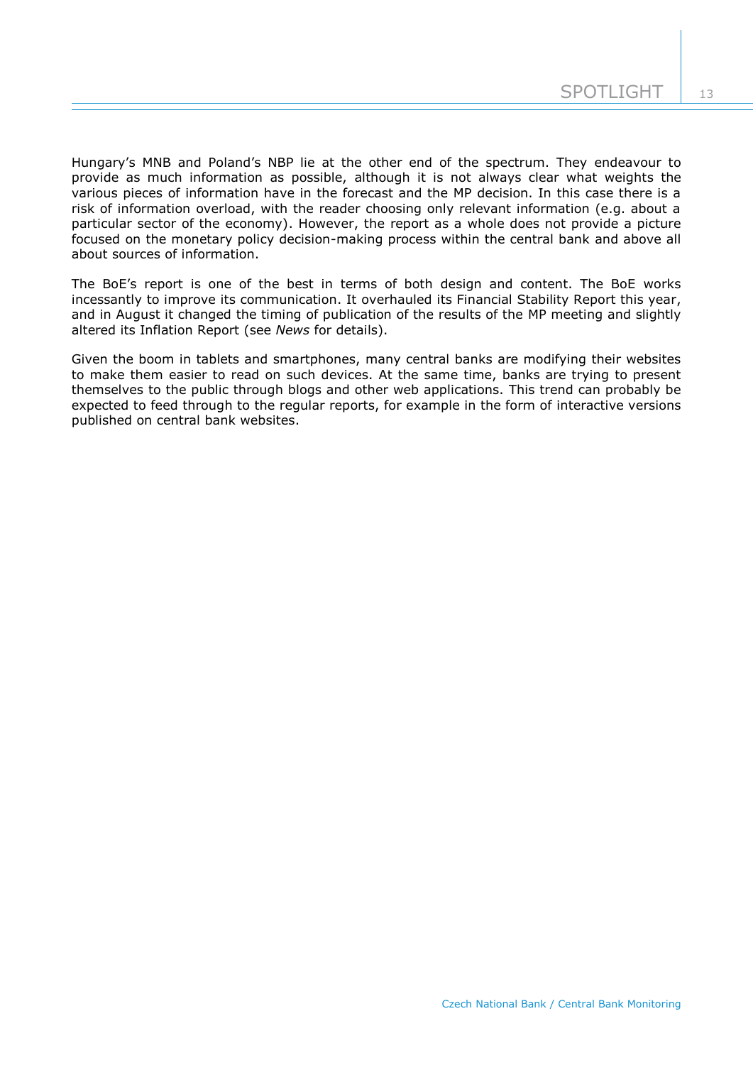Hungary's MNB and Poland's NBP lie at the other end of the spectrum. They endeavour to provide as much information as possible, although it is not always clear what weights the various pieces of information have in the forecast and the MP decision. In this case there is a risk of information overload, with the reader choosing only relevant information (e.g. about a particular sector of the economy). However, the report as a whole does not provide a picture focused on the monetary policy decision-making process within the central bank and above all about sources of information.

The BoE's report is one of the best in terms of both design and content. The BoE works incessantly to improve its communication. It overhauled its Financial Stability Report this year, and in August it changed the timing of publication of the results of the MP meeting and slightly altered its Inflation Report (see *News* for details).

Given the boom in tablets and smartphones, many central banks are modifying their websites to make them easier to read on such devices. At the same time, banks are trying to present themselves to the public through blogs and other web applications. This trend can probably be expected to feed through to the regular reports, for example in the form of interactive versions published on central bank websites.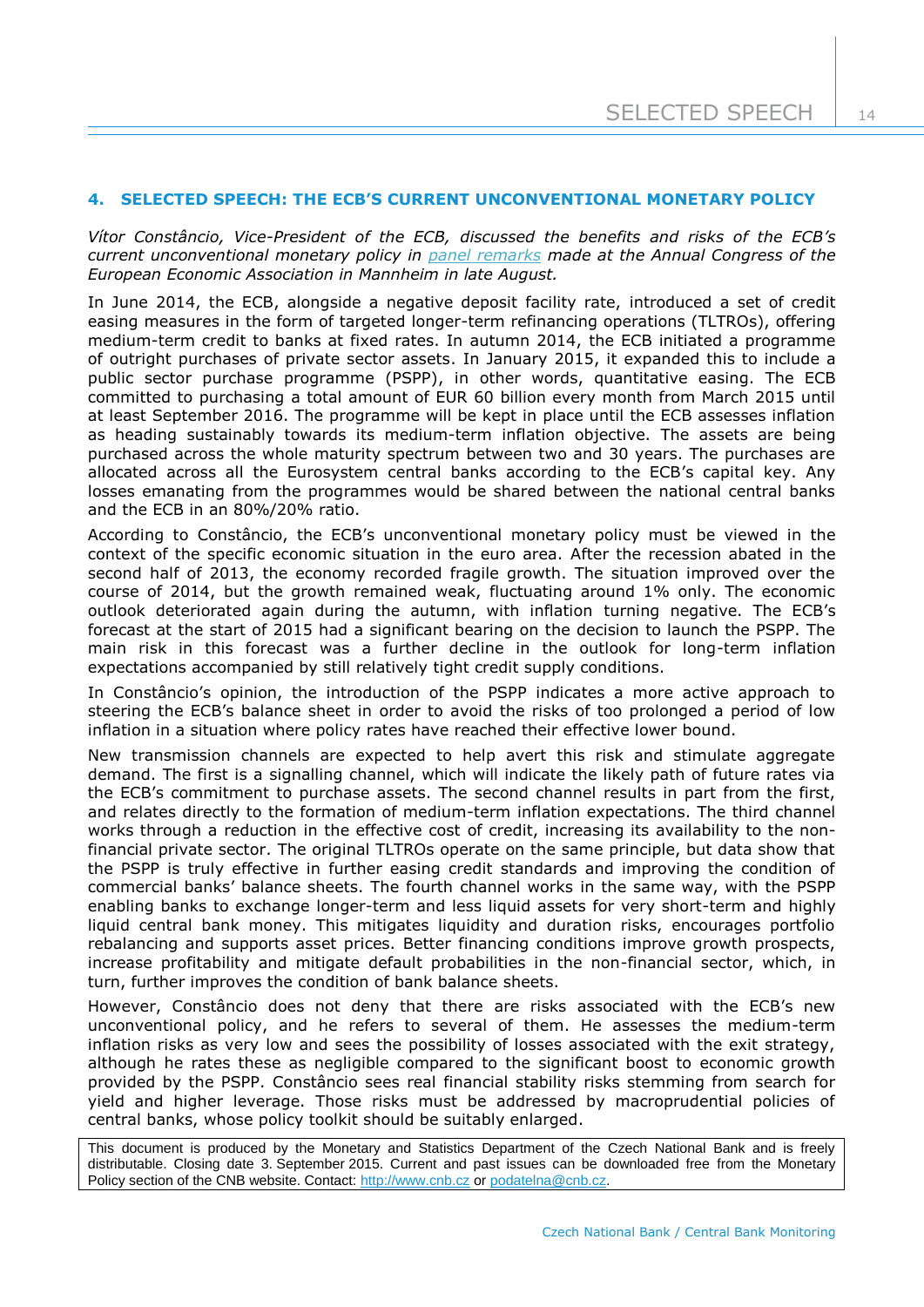## 4. SELECTED SPEECH: THE ECB'S CURRENT UNCONVENTIONAL MONETARY POLICY

*Vítor Constâncio, Vice-President of the ECB, discussed the benefits and risks of the ECB's current unconventional monetary policy in panel remarks made at the Annual Congress of the European Economic Association in Mannheim in late August.*

In June 2014, the ECB, alongside a negative deposit facility rate, introduced a set of credit easing measures in the form of targeted longer-term refinancing operations (TLTROs), offering medium-term credit to banks at fixed rates. In autumn 2014, the ECB initiated a programme of outright purchases of private sector assets. In January 2015, it expanded this to include a public sector purchase programme (PSPP), in other words, quantitative easing. The ECB committed to purchasing a total amount of EUR 60 billion every month from March 2015 until at least September 2016. The programme will be kept in place until the ECB assesses inflation as heading sustainably towards its medium-term inflation objective. The assets are being purchased across the whole maturity spectrum between two and 30 years. The purchases are allocated across all the Eurosystem central banks according to the ECB's capital key. Any losses emanating from the programmes would be shared between the national central banks and the ECB in an 80%/20% ratio.

According to Constâncio, the ECB's unconventional monetary policy must be viewed in the context of the specific economic situation in the euro area. After the recession abated in the second half of 2013, the economy recorded fragile growth. The situation improved over the course of 2014, but the growth remained weak, fluctuating around 1% only. The economic outlook deteriorated again during the autumn, with inflation turning negative. The ECB's forecast at the start of 2015 had a significant bearing on the decision to launch the PSPP. The main risk in this forecast was a further decline in the outlook for long-term inflation expectations accompanied by still relatively tight credit supply conditions.

In Constâncio's opinion, the introduction of the PSPP indicates a more active approach to steering the ECB's balance sheet in order to avoid the risks of too prolonged a period of low inflation in a situation where policy rates have reached their effective lower bound.

New transmission channels are expected to help avert this risk and stimulate aggregate demand. The first is a signalling channel, which will indicate the likely path of future rates via the ECB's commitment to purchase assets. The second channel results in part from the first, and relates directly to the formation of medium-term inflation expectations. The third channel works through a reduction in the effective cost of credit, increasing its availability to the non-financial private sector. The original TLTROs operate on the same principle, but data show that the PSPP is truly effective in further easing credit standards and improving the condition of commercial banks' balance sheets. The fourth channel works in the same way, with the PSPP enabling banks to exchange longer-term and less liquid assets for very short-term and highly liquid central bank money. This mitigates liquidity and duration risks, encourages portfolio rebalancing and supports asset prices. Better financing conditions improve growth prospects, increase profitability and mitigate default probabilities in the non-financial sector, which, in turn, further improves the condition of bank balance sheets.

However, Constâncio does not deny that there are risks associated with the ECB's new unconventional policy, and he refers to several of them. He assesses the medium-term inflation risks as very low and sees the possibility of losses associated with the exit strategy, although he rates these as negligible compared to the significant boost to economic growth provided by the PSPP. Constâncio sees real financial stability risks stemming from search for yield and higher leverage. Those risks must be addressed by macroprudential policies of central banks, whose policy toolkit should be suitably enlarged.

This document is produced by the Monetary and Statistics Department of the Czech National Bank and is freely distributable. Closing date 3. September 2015. Current and past issues can be downloaded free from the Monetary Policy section of the CNB website. Contact: http://www.cnb.cz or podatelna@cnb.cz.